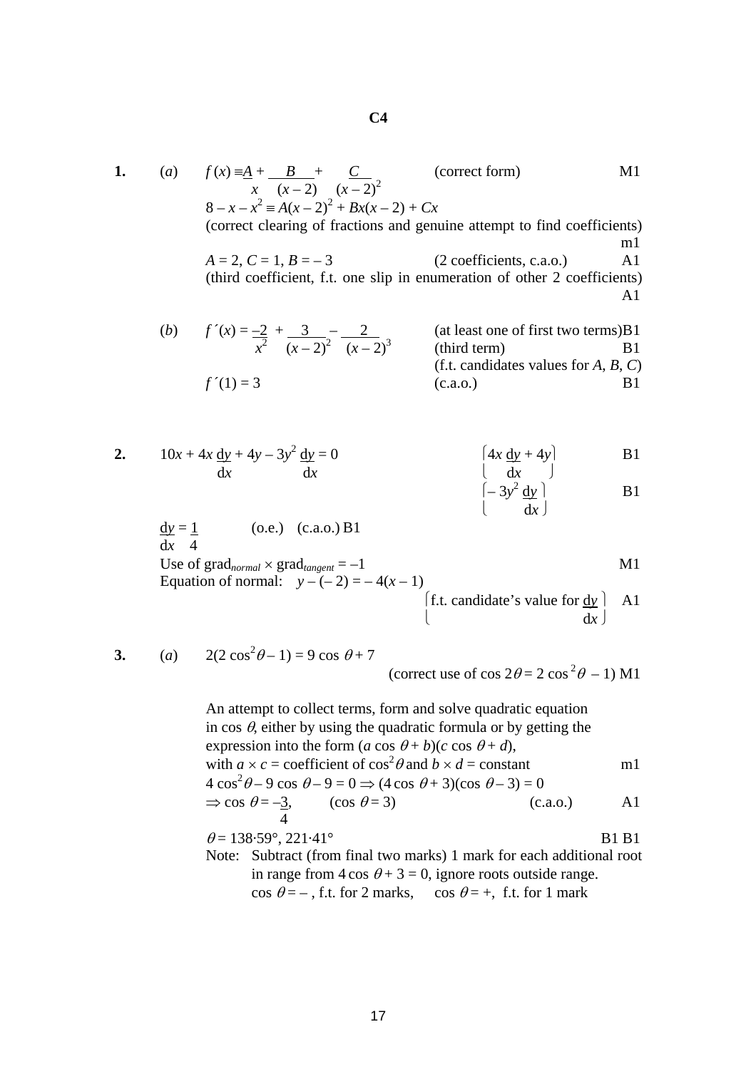## C4

**1.** (*a*) $f(x) \equiv \frac{A}{x} + \frac{B}{(x-2)} + \frac{C}{(x-2)^2}$ (correct form) M1

$8 - x - x^2 \equiv A(x-2)^2 + Bx(x-2) + Cx$

(correct clearing of fractions and genuine attempt to find coefficients) m1

$A = 2,\ C = 1,\ B = -3$ (2 coefficients, c.a.o.) A1

(third coefficient, f.t. one slip in enumeration of other 2 coefficients) A1

(*b*) $f'(x) = \frac{-2}{x^2} + \frac{3}{(x-2)^2} - \frac{2}{(x-2)^3}$ (at least one of first two terms) B1

(third term) B1

(f.t. candidates values for $A$, $B$, $C$)

$f'(1) = 3$ (c.a.o.) B1

**2.** $10x + 4x\frac{dy}{dx} + 4y - 3y^2\frac{dy}{dx} = 0$

$\left[4x\frac{dy}{dx} + 4y\right]$ B1

$\left[-3y^2\frac{dy}{dx}\right]$ B1

$\frac{dy}{dx} = \frac{1}{4}$ (o.e.) (c.a.o.) B1

Use of $\text{grad}_{normal} \times \text{grad}_{tangent} = -1$ M1

Equation of normal: $y - (-2) = -4(x - 1)$

$\left[\text{f.t. candidate's value for } \frac{dy}{dx}\right]$ A1

**3.** (*a*) $2(2\cos^2\theta - 1) = 9\cos\theta + 7$

(correct use of $\cos 2\theta = 2\cos^2\theta - 1$) M1

An attempt to collect terms, form and solve quadratic equation in $\cos\theta$, either by using the quadratic formula or by getting the expression into the form $(a\cos\theta + b)(c\cos\theta + d)$, with $a \times c$ = coefficient of $\cos^2\theta$ and $b \times d$ = constant m1

$4\cos^2\theta - 9\cos\theta - 9 = 0 \Rightarrow (4\cos\theta + 3)(\cos\theta - 3) = 0$

$\Rightarrow \cos\theta = \frac{-3}{4}$, ($\cos\theta = 3$) (c.a.o.) A1

$\theta = 138{\cdot}59°,\ 221{\cdot}41°$ B1 B1

Note: Subtract (from final two marks) 1 mark for each additional root in range from $4\cos\theta + 3 = 0$, ignore roots outside range.
$\cos\theta = -$, f.t. for 2 marks, $\cos\theta = +$, f.t. for 1 mark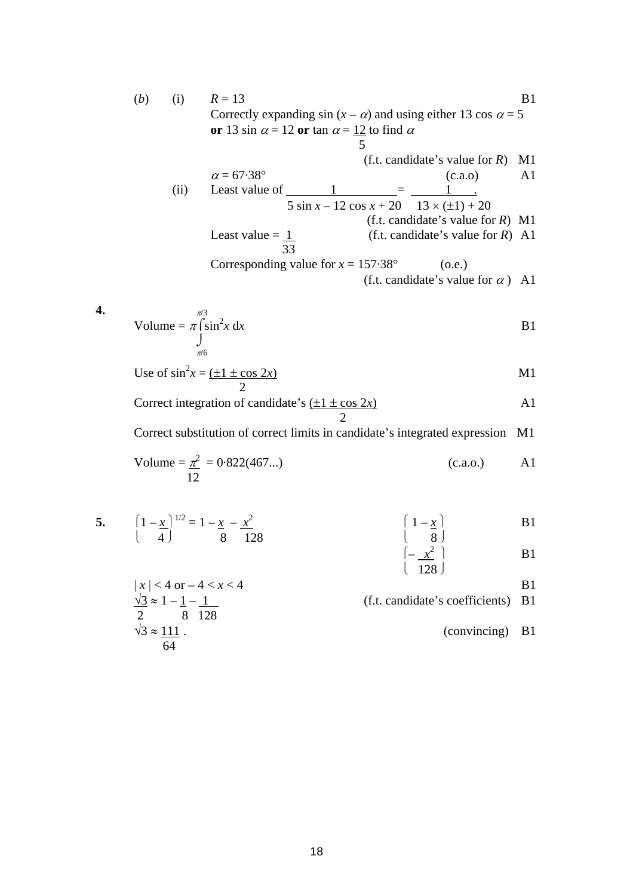(*b*) (i) $R = 13$ B1

Correctly expanding $\sin(x - \alpha)$ and using either $13\cos\alpha = 5$ **or** $13\sin\alpha = 12$ **or** $\tan\alpha = \frac{12}{5}$ to find $\alpha$

(f.t. candidate's value for $R$) M1

$\alpha = 67{\cdot}38°$ (c.a.o) A1

(ii) Least value of $\dfrac{1}{5\sin x - 12\cos x + 20} = \dfrac{1}{13 \times (\pm 1) + 20}$.

(f.t. candidate's value for $R$) M1

Least value $= \dfrac{1}{33}$ (f.t. candidate's value for $R$) A1

Corresponding value for $x = 157{\cdot}38°$ (o.e.)

(f.t. candidate's value for $\alpha$) A1

**4.**

$$\text{Volume} = \pi \int_{\pi/6}^{\pi/3} \sin^2 x \, dx$$ B1

Use of $\sin^2 x = \dfrac{(\pm 1 \pm \cos 2x)}{2}$ M1

Correct integration of candidate's $\dfrac{(\pm 1 \pm \cos 2x)}{2}$ A1

Correct substitution of correct limits in candidate's integrated expression M1

$\text{Volume} = \dfrac{\pi^2}{12} = 0{\cdot}822(467...)$ (c.a.o.) A1

**5.**

$\left(1 - \dfrac{x}{4}\right)^{1/2} = 1 - \dfrac{x}{8} - \dfrac{x^2}{128}$

$\left(1 - \dfrac{x}{8}\right)$ B1

$\left(- \dfrac{x^2}{128}\right)$ B1

$|x| < 4$ or $-4 < x < 4$ B1

$\dfrac{\sqrt{3}}{2} \approx 1 - \dfrac{1}{8} - \dfrac{1}{128}$ (f.t. candidate's coefficients) B1

$\sqrt{3} \approx \dfrac{111}{64}$. (convincing) B1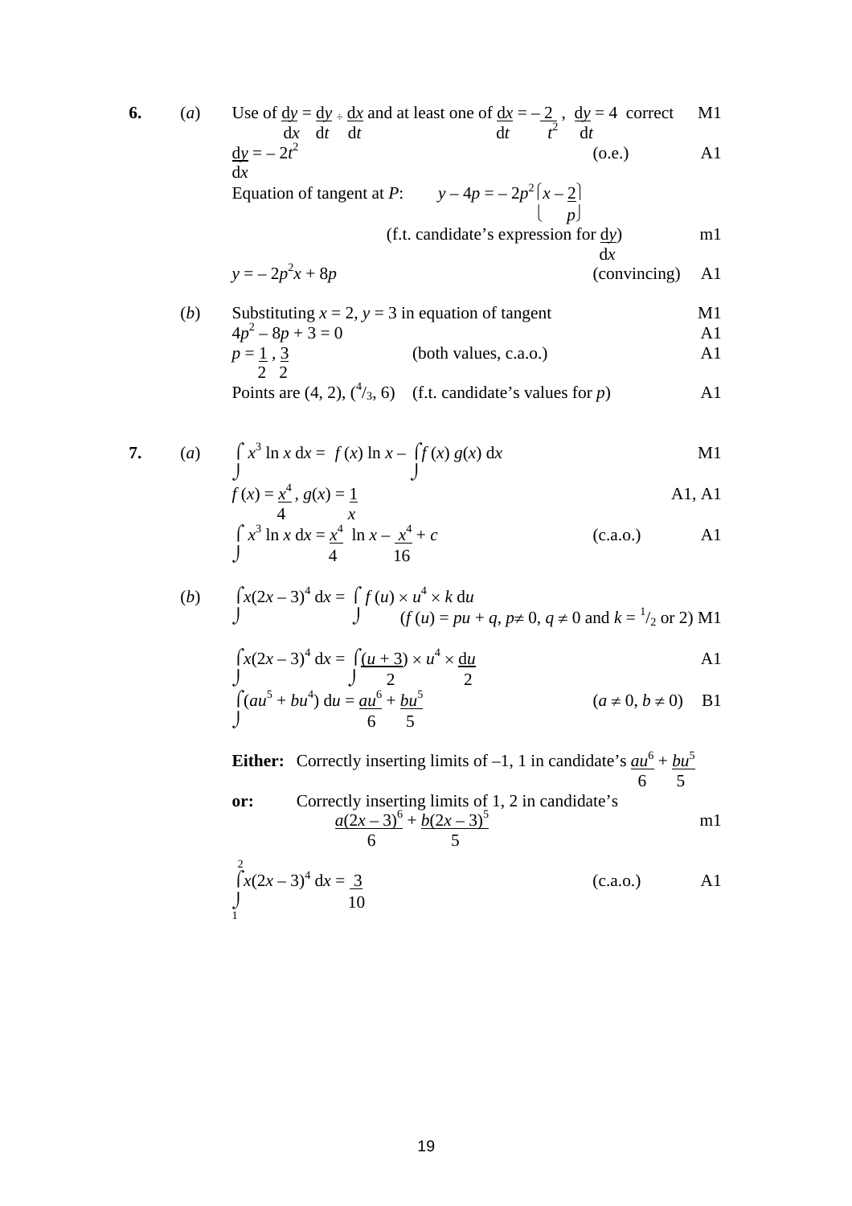**6.** (*a*) Use of $\frac{dy}{dx} = \frac{dy}{dt} \div \frac{dx}{dt}$ and at least one of $\frac{dx}{dt} = -\frac{2}{t^2}$, $\frac{dy}{dt} = 4$ correct — M1

$\frac{dy}{dx} = -2t^2$ (o.e.) — A1

Equation of tangent at $P$: $y - 4p = -2p^2\left(x - \frac{2}{p}\right)$

(f.t. candidate's expression for $\frac{dy}{dx}$) — m1

$y = -2p^2x + 8p$ (convincing) — A1

(*b*) Substituting $x = 2$, $y = 3$ in equation of tangent — M1

$4p^2 - 8p + 3 = 0$ — A1

$p = \frac{1}{2}, \frac{3}{2}$ (both values, c.a.o.) — A1

Points are $(4, 2)$, $(^4/_3, 6)$ (f.t. candidate's values for $p$) — A1

**7.** (*a*) $\int x^3 \ln x \, dx = f(x) \ln x - \int f(x)\, g(x)\, dx$ — M1

$f(x) = \frac{x^4}{4}$, $g(x) = \frac{1}{x}$ — A1, A1

$\int x^3 \ln x \, dx = \frac{x^4}{4} \ln x - \frac{x^4}{16} + c$ (c.a.o.) — A1

(*b*) $\int x(2x-3)^4 \, dx = \int f(u) \times u^4 \times k \, du$

($f(u) = pu + q$, $p \neq 0$, $q \neq 0$ and $k = {}^1/_2$ or 2) — M1

$\int x(2x-3)^4 \, dx = \int \frac{(u+3)}{2} \times u^4 \times \frac{du}{2}$ — A1

$\int (au^5 + bu^4)\, du = \frac{au^6}{6} + \frac{bu^5}{5}$ ($a \neq 0$, $b \neq 0$) — B1

**Either:** Correctly inserting limits of $-1$, $1$ in candidate's $\frac{au^6}{6} + \frac{bu^5}{5}$

**or:** Correctly inserting limits of 1, 2 in candidate's $\frac{a(2x-3)^6}{6} + \frac{b(2x-3)^5}{5}$ — m1

$\int_1^2 x(2x-3)^4 \, dx = \frac{3}{10}$ (c.a.o.) — A1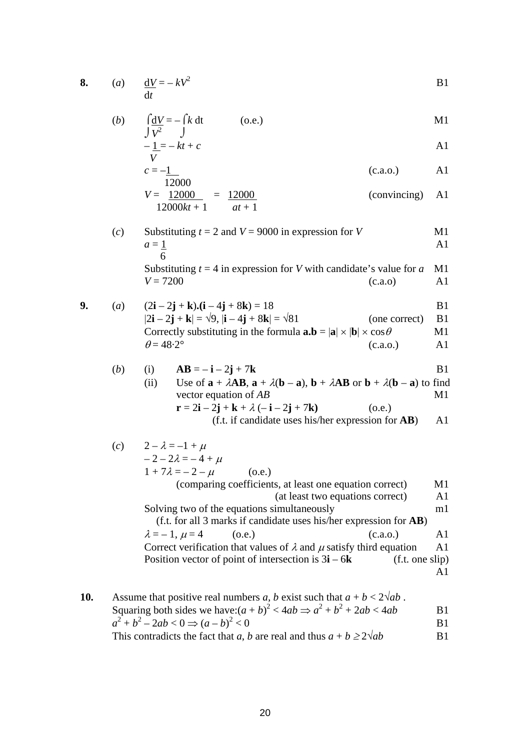**8.** (*a*) $\dfrac{dV}{dt} = -kV^2$ B1

(*b*) $\displaystyle\int \frac{dV}{V^2} = -\int k\,dt$ (o.e.) M1

$-\dfrac{1}{V} = -kt + c$ A1

$c = -\dfrac{1}{12000}$ (c.a.o.) A1

$V = \dfrac{12000}{12000kt + 1} = \dfrac{12000}{at + 1}$ (convincing) A1

(*c*) Substituting $t = 2$ and $V = 9000$ in expression for $V$ M1

$a = \dfrac{1}{6}$ A1

Substituting $t = 4$ in expression for $V$ with candidate's value for $a$ M1

$V = 7200$ (c.a.o) A1

**9.** (*a*) $(2\mathbf{i} - 2\mathbf{j} + \mathbf{k}).(\mathbf{i} - 4\mathbf{j} + 8\mathbf{k}) = 18$ B1

$|2\mathbf{i} - 2\mathbf{j} + \mathbf{k}| = \sqrt{9}$, $|\mathbf{i} - 4\mathbf{j} + 8\mathbf{k}| = \sqrt{81}$ (one correct) B1

Correctly substituting in the formula $\mathbf{a}.\mathbf{b} = |\mathbf{a}| \times |\mathbf{b}| \times \cos\theta$ M1

$\theta = 48{\cdot}2°$ (c.a.o.) A1

(*b*) (i) $\mathbf{AB} = -\mathbf{i} - 2\mathbf{j} + 7\mathbf{k}$ B1

(ii) Use of $\mathbf{a} + \lambda\mathbf{AB}$, $\mathbf{a} + \lambda(\mathbf{b} - \mathbf{a})$, $\mathbf{b} + \lambda\mathbf{AB}$ or $\mathbf{b} + \lambda(\mathbf{b} - \mathbf{a})$ to find vector equation of $AB$ M1

$\mathbf{r} = 2\mathbf{i} - 2\mathbf{j} + \mathbf{k} + \lambda(-\mathbf{i} - 2\mathbf{j} + 7\mathbf{k})$ (o.e.)

(f.t. if candidate uses his/her expression for **AB**) A1

(*c*) $2 - \lambda = -1 + \mu$

$-2 - 2\lambda = -4 + \mu$

$1 + 7\lambda = -2 - \mu$ (o.e.)

(comparing coefficients, at least one equation correct) M1

(at least two equations correct) A1

Solving two of the equations simultaneously m1

(f.t. for all 3 marks if candidate uses his/her expression for **AB**)

$\lambda = -1$, $\mu = 4$ (o.e.) (c.a.o.) A1

Correct verification that values of $\lambda$ and $\mu$ satisfy third equation A1

Position vector of point of intersection is $3\mathbf{i} - 6\mathbf{k}$ (f.t. one slip) A1

**10.** Assume that positive real numbers $a$, $b$ exist such that $a + b < 2\sqrt{ab}$.

Squaring both sides we have: $(a + b)^2 < 4ab \Rightarrow a^2 + b^2 + 2ab < 4ab$ B1

$a^2 + b^2 - 2ab < 0 \Rightarrow (a - b)^2 < 0$ B1

This contradicts the fact that $a$, $b$ are real and thus $a + b \geq 2\sqrt{ab}$ B1